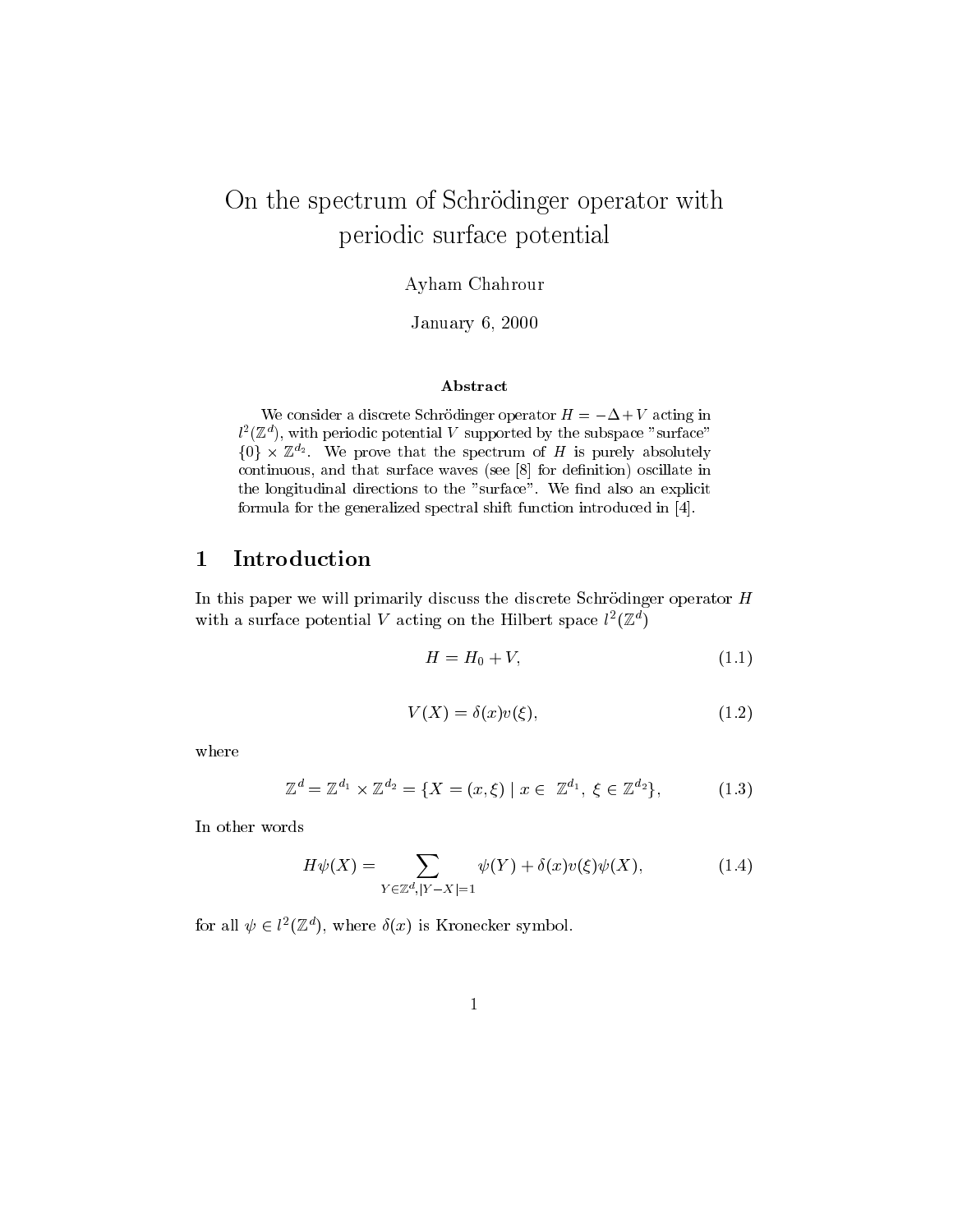# On the spectrum of Schrödinger operator with periodic surface potential

Ayham Chahrour

January 6, 2000

### Abstract

We consider a discrete Schrödinger operator $H = -\Delta + V$ acting in $l^2(\mathbb{Z}^d)$, with periodic potential $V$ supported by the subspace "surface" $\{0\} \times \mathbb{Z}^{d_2}$. We prove that the spectrum of $H$ is purely absolutely continuous, and that surface waves (see [8] for definition) oscillate in the longitudinal directions to the "surface". We find also an explicit formula for the generalized spectral shift function introduced in [4].

## 1 Introduction

In this paper we will primarily discuss the discrete Schrödinger operator $H$ with a surface potential $V$ acting on the Hilbert space $l^2(\mathbb{Z}^d)$

$$H = H_0 + V, \tag{1.1}$$

$$V(X) = \delta(x)v(\xi), \tag{1.2}$$

where

$$\mathbb{Z}^d = \mathbb{Z}^{d_1} \times \mathbb{Z}^{d_2} = \{X = (x, \xi) \mid x \in \mathbb{Z}^{d_1},\ \xi \in \mathbb{Z}^{d_2}\}, \tag{1.3}$$

In other words

$$H\psi(X) = \sum_{Y \in \mathbb{Z}^d, |Y-X|=1} \psi(Y) + \delta(x)v(\xi)\psi(X), \tag{1.4}$$

for all $\psi \in l^2(\mathbb{Z}^d)$, where $\delta(x)$ is Kronecker symbol.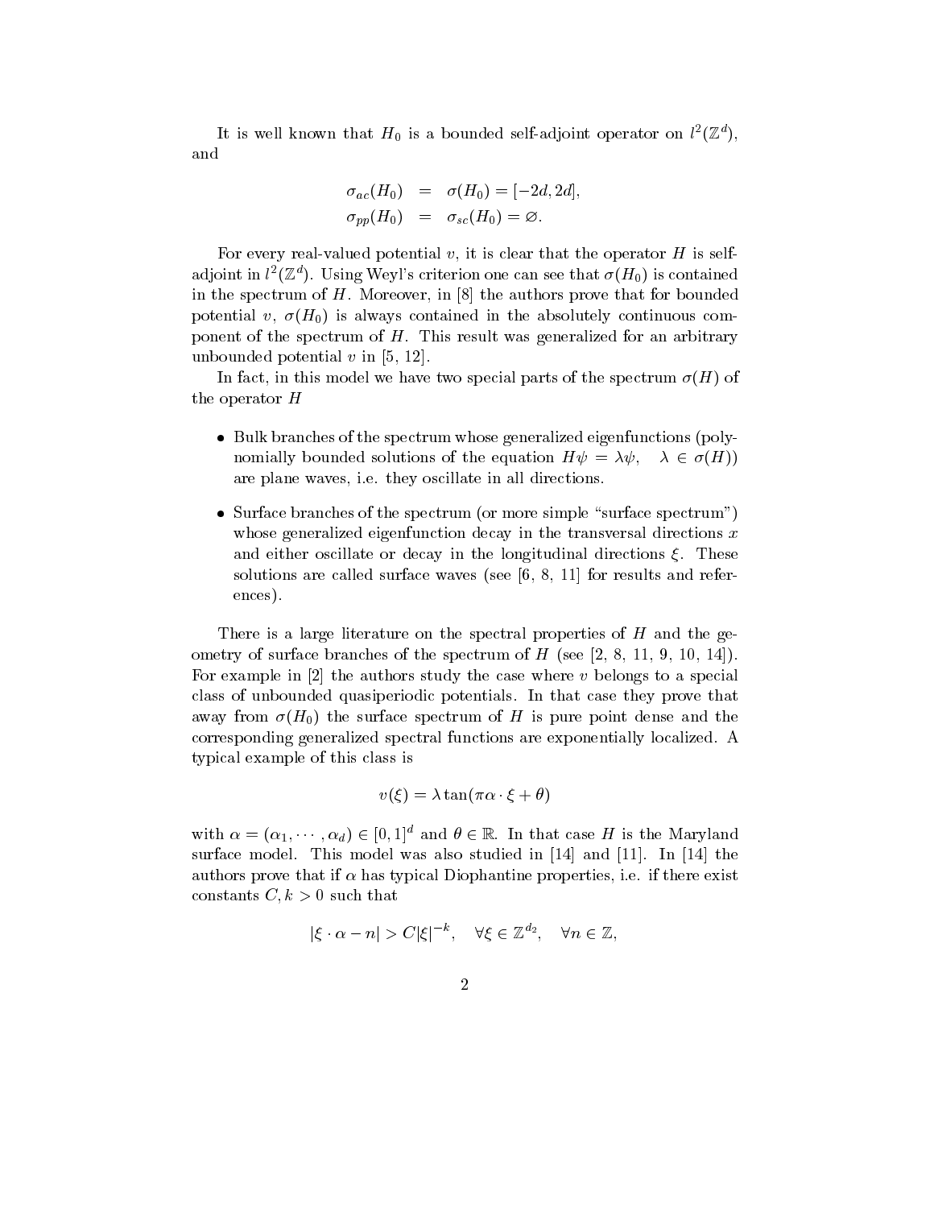It is well known that $H_0$ is a bounded self-adjoint operator on $l^2(\mathbb{Z}^d)$, and

$$
\begin{aligned}
\sigma_{ac}(H_0) &= \sigma(H_0) = [-2d, 2d], \\
\sigma_{pp}(H_0) &= \sigma_{sc}(H_0) = \varnothing.
\end{aligned}
$$

For every real-valued potential $v$, it is clear that the operator $H$ is self-adjoint in $l^2(\mathbb{Z}^d)$. Using Weyl's criterion one can see that $\sigma(H_0)$ is contained in the spectrum of $H$. Moreover, in [8] the authors prove that for bounded potential $v$, $\sigma(H_0)$ is always contained in the absolutely continuous component of the spectrum of $H$. This result was generalized for an arbitrary unbounded potential $v$ in [5, 12].

In fact, in this model we have two special parts of the spectrum $\sigma(H)$ of the operator $H$

- Bulk branches of the spectrum whose generalized eigenfunctions (polynomially bounded solutions of the equation $H\psi = \lambda\psi, \quad \lambda \in \sigma(H)$) are plane waves, i.e. they oscillate in all directions.
- Surface branches of the spectrum (or more simple "surface spectrum") whose generalized eigenfunction decay in the transversal directions $x$ and either oscillate or decay in the longitudinal directions $\xi$. These solutions are called surface waves (see [6, 8, 11] for results and references).

There is a large literature on the spectral properties of $H$ and the geometry of surface branches of the spectrum of $H$ (see [2, 8, 11, 9, 10, 14]). For example in [2] the authors study the case where $v$ belongs to a special class of unbounded quasiperiodic potentials. In that case they prove that away from $\sigma(H_0)$ the surface spectrum of $H$ is pure point dense and the corresponding generalized spectral functions are exponentially localized. A typical example of this class is

$$
v(\xi) = \lambda \tan(\pi\alpha \cdot \xi + \theta)
$$

with $\alpha = (\alpha_1, \cdots, \alpha_d) \in [0, 1]^d$ and $\theta \in \mathbb{R}$. In that case $H$ is the Maryland surface model. This model was also studied in [14] and [11]. In [14] the authors prove that if $\alpha$ has typical Diophantine properties, i.e. if there exist constants $C, k > 0$ such that

$$
|\xi \cdot \alpha - n| > C|\xi|^{-k}, \quad \forall \xi \in \mathbb{Z}^{d_2}, \quad \forall n \in \mathbb{Z},
$$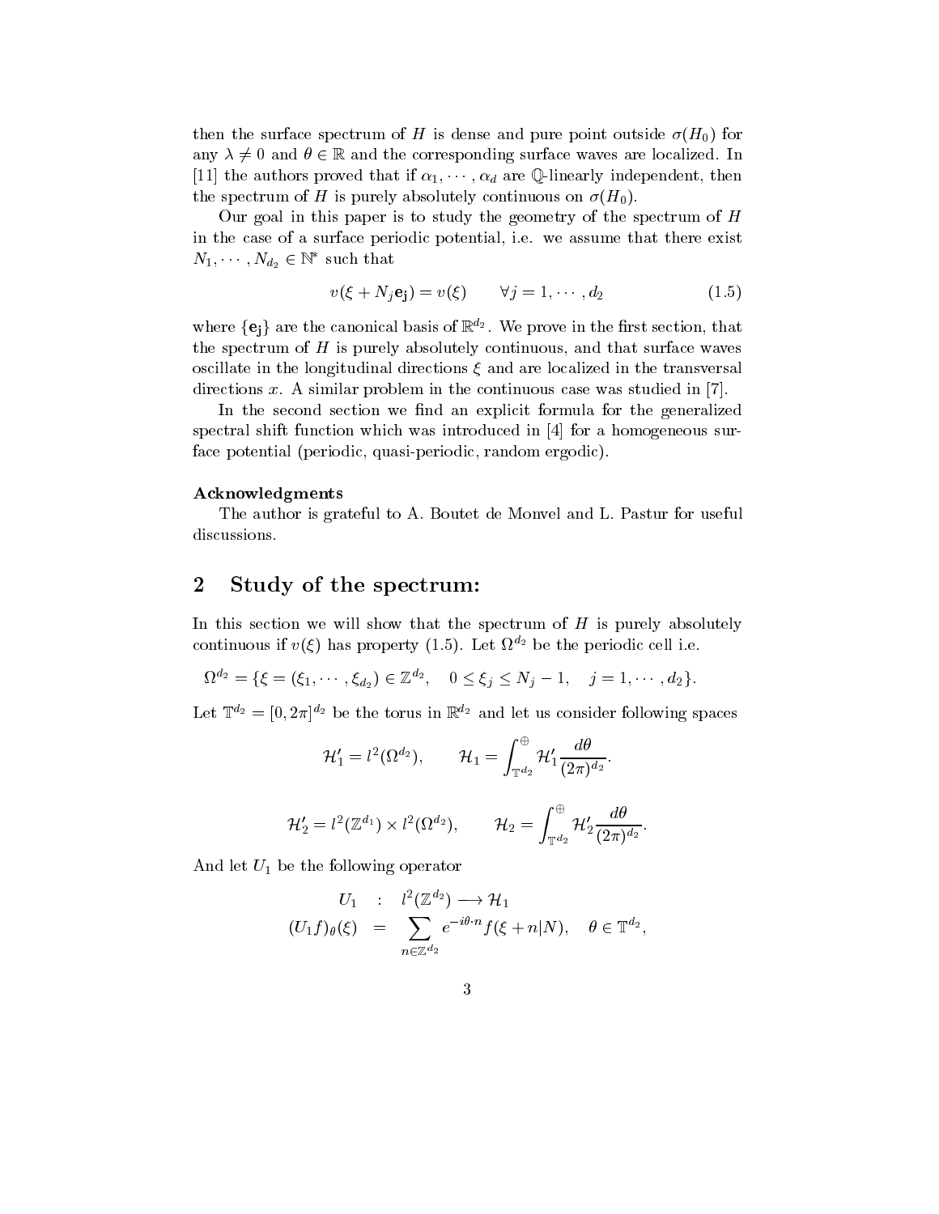then the surface spectrum of $H$ is dense and pure point outside $\sigma(H_0)$ for any $\lambda \neq 0$ and $\theta \in \mathbb{R}$ and the corresponding surface waves are localized. In [11] the authors proved that if $\alpha_1, \cdots, \alpha_d$ are $\mathbb{Q}$-linearly independent, then the spectrum of $H$ is purely absolutely continuous on $\sigma(H_0)$.

Our goal in this paper is to study the geometry of the spectrum of $H$ in the case of a surface periodic potential, i.e. we assume that there exist $N_1, \cdots, N_{d_2} \in \mathbb{N}^*$ such that

$$v(\xi + N_j \mathbf{e_j}) = v(\xi) \qquad \forall j = 1, \cdots, d_2 \tag{1.5}$$

where $\{\mathbf{e_j}\}$ are the canonical basis of $\mathbb{R}^{d_2}$. We prove in the first section, that the spectrum of $H$ is purely absolutely continuous, and that surface waves oscillate in the longitudinal directions $\xi$ and are localized in the transversal directions $x$. A similar problem in the continuous case was studied in [7].

In the second section we find an explicit formula for the generalized spectral shift function which was introduced in [4] for a homogeneous surface potential (periodic, quasi-periodic, random ergodic).

**Acknowledgments**

The author is grateful to A. Boutet de Monvel and L. Pastur for useful discussions.

## 2 Study of the spectrum:

In this section we will show that the spectrum of $H$ is purely absolutely continuous if $v(\xi)$ has property (1.5). Let $\Omega^{d_2}$ be the periodic cell i.e.

$$\Omega^{d_2} = \{\xi = (\xi_1, \cdots, \xi_{d_2}) \in \mathbb{Z}^{d_2}, \quad 0 \leq \xi_j \leq N_j - 1, \quad j = 1, \cdots, d_2\}.$$

Let $\mathbb{T}^{d_2} = [0, 2\pi]^{d_2}$ be the torus in $\mathbb{R}^{d_2}$ and let us consider following spaces

$$\mathcal{H}'_1 = l^2(\Omega^{d_2}), \qquad \mathcal{H}_1 = \int_{\mathbb{T}^{d_2}}^{\oplus} \mathcal{H}'_1 \frac{d\theta}{(2\pi)^{d_2}}.$$

$$\mathcal{H}'_2 = l^2(\mathbb{Z}^{d_1}) \times l^2(\Omega^{d_2}), \qquad \mathcal{H}_2 = \int_{\mathbb{T}^{d_2}}^{\oplus} \mathcal{H}'_2 \frac{d\theta}{(2\pi)^{d_2}}.$$

And let $U_1$ be the following operator

$$\begin{aligned} U_1 \quad &: \quad l^2(\mathbb{Z}^{d_2}) \longrightarrow \mathcal{H}_1 \\ (U_1 f)_\theta(\xi) \quad &= \quad \sum_{n \in \mathbb{Z}^{d_2}} e^{-i\theta \cdot n} f(\xi + n|N), \quad \theta \in \mathbb{T}^{d_2}, \end{aligned}$$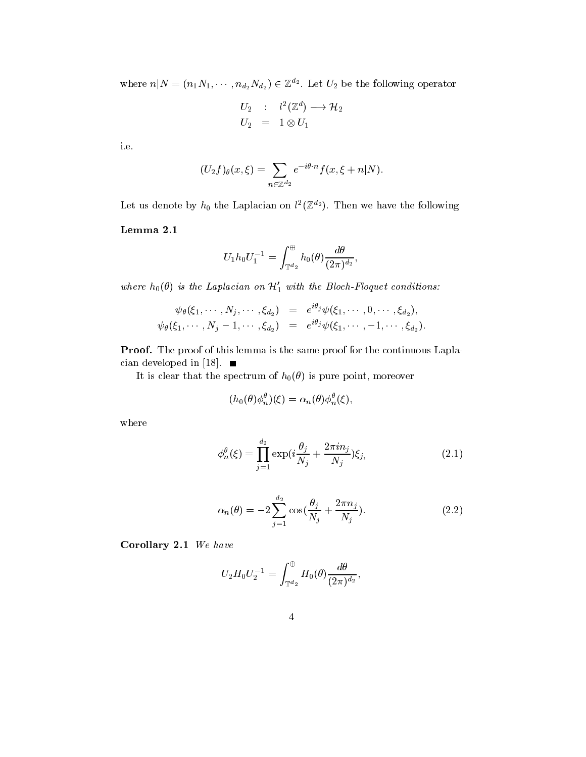where $n|N = (n_1 N_1, \cdots, n_{d_2} N_{d_2}) \in \mathbb{Z}^{d_2}$. Let $U_2$ be the following operator

$$
\begin{aligned}
U_2 \quad &: \quad l^2(\mathbb{Z}^d) \longrightarrow \mathcal{H}_2 \\
U_2 \quad &= \quad 1 \otimes U_1
\end{aligned}
$$

i.e.

$$
(U_2 f)_\theta(x, \xi) = \sum_{n \in \mathbb{Z}^{d_2}} e^{-i\theta \cdot n} f(x, \xi + n|N).
$$

Let us denote by $h_0$ the Laplacian on $l^2(\mathbb{Z}^{d_2})$. Then we have the following

**Lemma 2.1**

$$
U_1 h_0 U_1^{-1} = \int_{\mathbb{T}^{d_2}}^{\oplus} h_0(\theta) \frac{d\theta}{(2\pi)^{d_2}},
$$

*where $h_0(\theta)$ is the Laplacian on $\mathcal{H}_1'$ with the Bloch-Floquet conditions:*

$$
\begin{aligned}
\psi_\theta(\xi_1, \cdots, N_j, \cdots, \xi_{d_2}) \quad &= \quad e^{i\theta_j} \psi(\xi_1, \cdots, 0, \cdots, \xi_{d_2}), \\
\psi_\theta(\xi_1, \cdots, N_j - 1, \cdots, \xi_{d_2}) \quad &= \quad e^{i\theta_j} \psi(\xi_1, \cdots, -1, \cdots, \xi_{d_2}).
\end{aligned}
$$

**Proof.** The proof of this lemma is the same proof for the continuous Laplacian developed in [18]. ■

It is clear that the spectrum of $h_0(\theta)$ is pure point, moreover

$$
(h_0(\theta) \phi_n^\theta)(\xi) = \alpha_n(\theta) \phi_n^\theta(\xi),
$$

where

$$
\phi_n^\theta(\xi) = \prod_{j=1}^{d_2} \exp(i \frac{\theta_j}{N_j} + \frac{2\pi i n_j}{N_j}) \xi_j, \tag{2.1}
$$

$$
\alpha_n(\theta) = -2 \sum_{j=1}^{d_2} \cos(\frac{\theta_j}{N_j} + \frac{2\pi n_j}{N_j}). \tag{2.2}
$$

**Corollary 2.1** *We have*

$$
U_2 H_0 U_2^{-1} = \int_{\mathbb{T}^{d_2}}^{\oplus} H_0(\theta) \frac{d\theta}{(2\pi)^{d_2}},
$$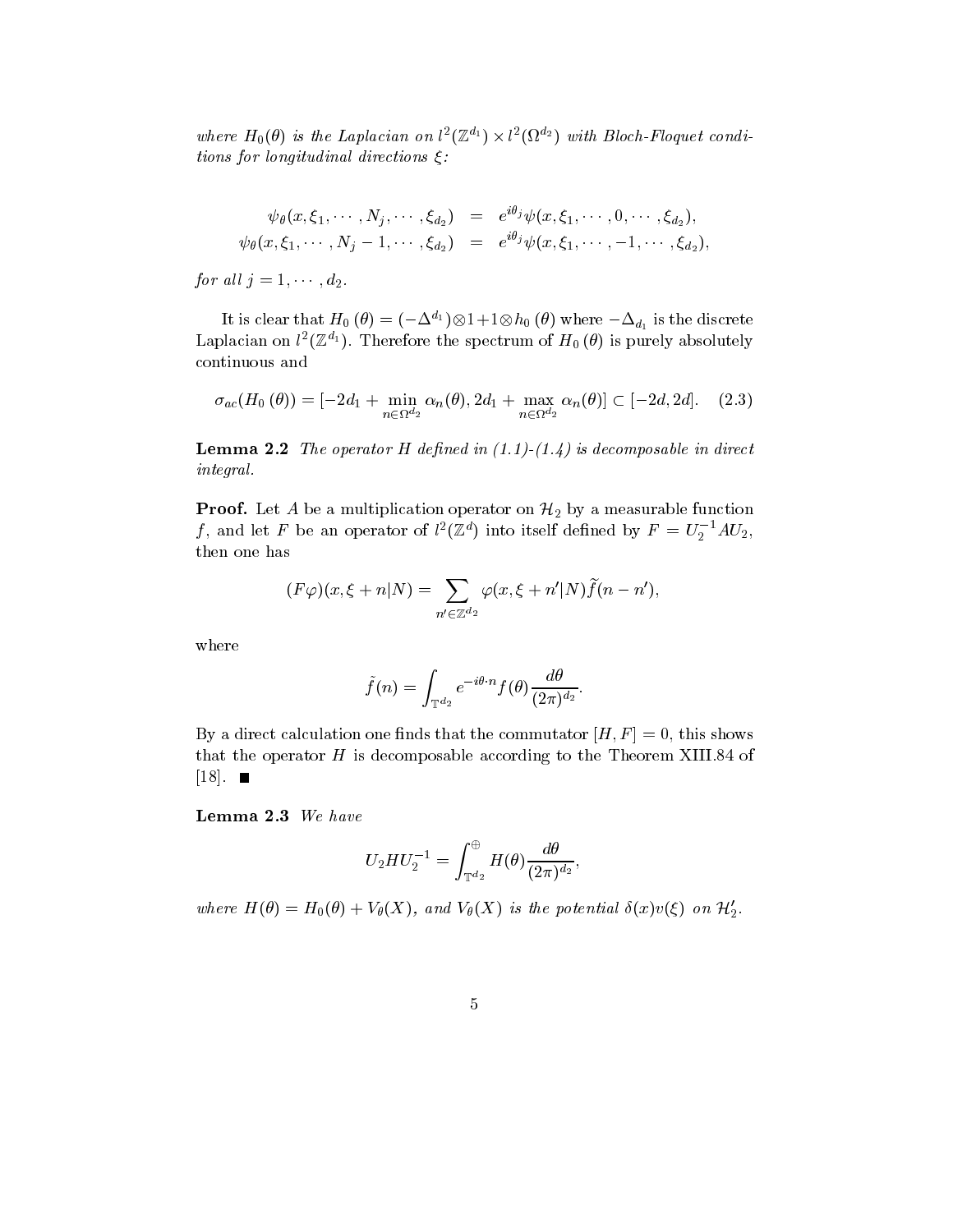*where $H_0(\theta)$ is the Laplacian on $l^2(\mathbb{Z}^{d_1}) \times l^2(\Omega^{d_2})$ with Bloch-Floquet conditions for longitudinal directions $\xi$:*

$$
\begin{aligned}
\psi_\theta(x, \xi_1, \cdots, N_j, \cdots, \xi_{d_2}) &= e^{i\theta_j}\psi(x, \xi_1, \cdots, 0, \cdots, \xi_{d_2}), \\
\psi_\theta(x, \xi_1, \cdots, N_j - 1, \cdots, \xi_{d_2}) &= e^{i\theta_j}\psi(x, \xi_1, \cdots, -1, \cdots, \xi_{d_2}),
\end{aligned}
$$

*for all $j = 1, \cdots, d_2$.*

It is clear that $H_0(\theta) = (-\Delta^{d_1}) \otimes 1 + 1 \otimes h_0(\theta)$ where $-\Delta_{d_1}$ is the discrete Laplacian on $l^2(\mathbb{Z}^{d_1})$. Therefore the spectrum of $H_0(\theta)$ is purely absolutely continuous and

$$
\sigma_{ac}(H_0(\theta)) = [-2d_1 + \min_{n \in \Omega^{d_2}} \alpha_n(\theta), 2d_1 + \max_{n \in \Omega^{d_2}} \alpha_n(\theta)] \subset [-2d, 2d]. \quad (2.3)
$$

**Lemma 2.2** *The operator $H$ defined in (1.1)-(1.4) is decomposable in direct integral.*

**Proof.** Let $A$ be a multiplication operator on $\mathcal{H}_2$ by a measurable function $f$, and let $F$ be an operator of $l^2(\mathbb{Z}^d)$ into itself defined by $F = U_2^{-1} A U_2$, then one has

$$
(F\varphi)(x, \xi + n|N) = \sum_{n' \in \mathbb{Z}^{d_2}} \varphi(x, \xi + n'|N)\tilde{f}(n - n'),
$$

where

$$
\tilde{f}(n) = \int_{\mathbb{T}^{d_2}} e^{-i\theta \cdot n} f(\theta) \frac{d\theta}{(2\pi)^{d_2}}.
$$

By a direct calculation one finds that the commutator $[H, F] = 0$, this shows that the operator $H$ is decomposable according to the Theorem XIII.84 of [18]. ■

**Lemma 2.3** *We have*

$$
U_2 H U_2^{-1} = \int_{\mathbb{T}^{d_2}}^{\oplus} H(\theta) \frac{d\theta}{(2\pi)^{d_2}},
$$

*where $H(\theta) = H_0(\theta) + V_\theta(X)$, and $V_\theta(X)$ is the potential $\delta(x)v(\xi)$ on $\mathcal{H}_2'$.*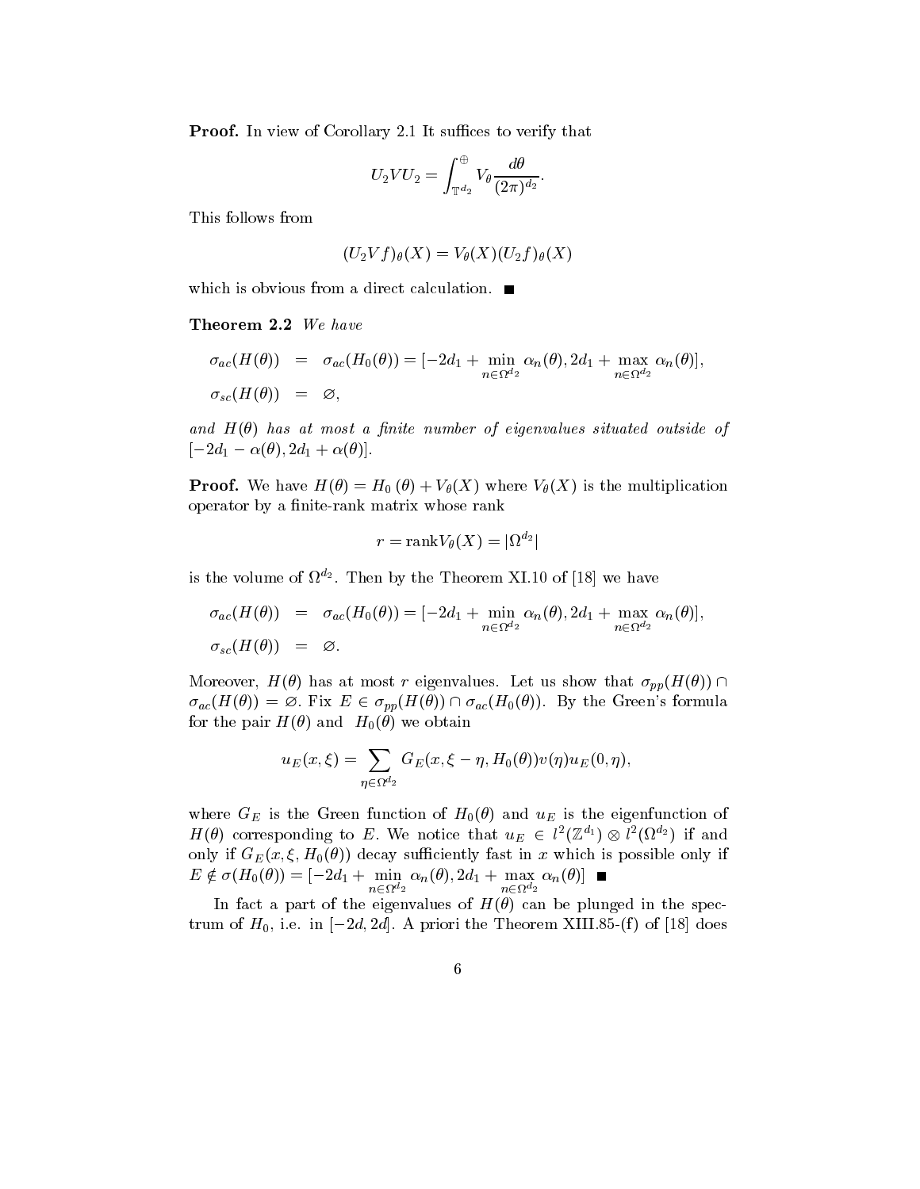**Proof.** In view of Corollary 2.1 It suffices to verify that

$$U_2 V U_2 = \int_{\mathbb{T}^{d_2}}^{\oplus} V_\theta \frac{d\theta}{(2\pi)^{d_2}}.$$

This follows from

$$(U_2 V f)_\theta(X) = V_\theta(X)(U_2 f)_\theta(X)$$

which is obvious from a direct calculation. ■

**Theorem 2.2** *We have*

$$\begin{aligned}
\sigma_{ac}(H(\theta)) &= \sigma_{ac}(H_0(\theta)) = [-2d_1 + \min_{n \in \Omega^{d_2}} \alpha_n(\theta), 2d_1 + \max_{n \in \Omega^{d_2}} \alpha_n(\theta)], \\
\sigma_{sc}(H(\theta)) &= \varnothing,
\end{aligned}$$

*and $H(\theta)$ has at most a finite number of eigenvalues situated outside of $[-2d_1 - \alpha(\theta), 2d_1 + \alpha(\theta)]$.*

**Proof.** We have $H(\theta) = H_0(\theta) + V_\theta(X)$ where $V_\theta(X)$ is the multiplication operator by a finite-rank matrix whose rank

$$r = \mathrm{rank} V_\theta(X) = |\Omega^{d_2}|$$

is the volume of $\Omega^{d_2}$. Then by the Theorem XI.10 of [18] we have

$$\begin{aligned}
\sigma_{ac}(H(\theta)) &= \sigma_{ac}(H_0(\theta)) = [-2d_1 + \min_{n \in \Omega^{d_2}} \alpha_n(\theta), 2d_1 + \max_{n \in \Omega^{d_2}} \alpha_n(\theta)], \\
\sigma_{sc}(H(\theta)) &= \varnothing.
\end{aligned}$$

Moreover, $H(\theta)$ has at most $r$ eigenvalues. Let us show that $\sigma_{pp}(H(\theta)) \cap \sigma_{ac}(H(\theta)) = \varnothing$. Fix $E \in \sigma_{pp}(H(\theta)) \cap \sigma_{ac}(H_0(\theta))$. By the Green's formula for the pair $H(\theta)$ and $H_0(\theta)$ we obtain

$$u_E(x, \xi) = \sum_{\eta \in \Omega^{d_2}} G_E(x, \xi - \eta, H_0(\theta)) v(\eta) u_E(0, \eta),$$

where $G_E$ is the Green function of $H_0(\theta)$ and $u_E$ is the eigenfunction of $H(\theta)$ corresponding to $E$. We notice that $u_E \in l^2(\mathbb{Z}^{d_1}) \otimes l^2(\Omega^{d_2})$ if and only if $G_E(x, \xi, H_0(\theta))$ decay sufficiently fast in $x$ which is possible only if $E \notin \sigma(H_0(\theta)) = [-2d_1 + \min_{n \in \Omega^{d_2}} \alpha_n(\theta), 2d_1 + \max_{n \in \Omega^{d_2}} \alpha_n(\theta)]$ ■

In fact a part of the eigenvalues of $H(\theta)$ can be plunged in the spectrum of $H_0$, i.e. in $[-2d, 2d]$. A priori the Theorem XIII.85-(f) of [18] does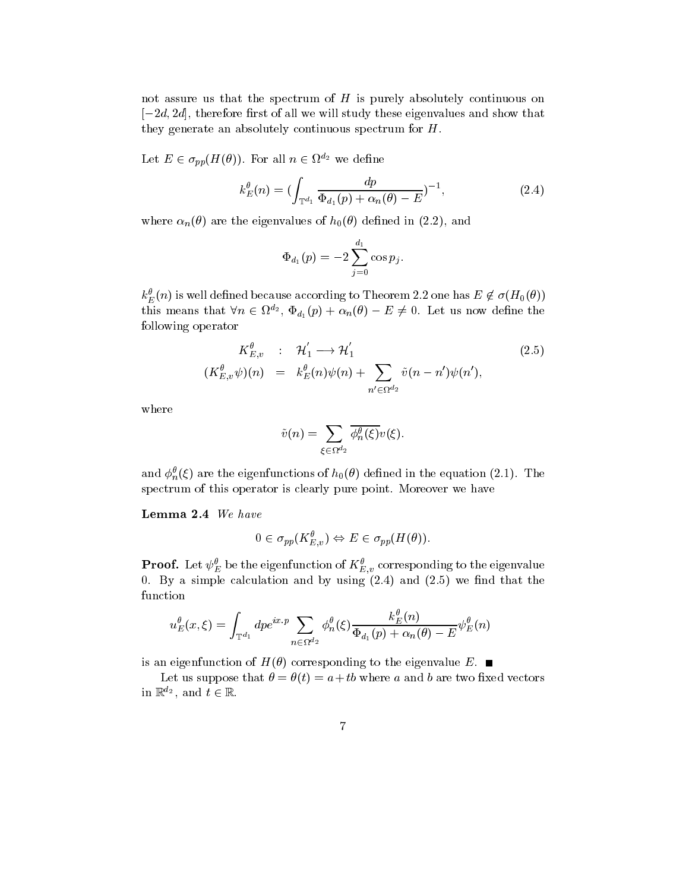not assure us that the spectrum of $H$ is purely absolutely continuous on $[-2d, 2d]$, therefore first of all we will study these eigenvalues and show that they generate an absolutely continuous spectrum for $H$.

Let $E \in \sigma_{pp}(H(\theta))$. For all $n \in \Omega^{d_2}$ we define

$$k_E^\theta(n) = \left(\int_{\mathbb{T}^{d_1}} \frac{dp}{\Phi_{d_1}(p) + \alpha_n(\theta) - E}\right)^{-1}, \tag{2.4}$$

where $\alpha_n(\theta)$ are the eigenvalues of $h_0(\theta)$ defined in (2.2), and

$$\Phi_{d_1}(p) = -2\sum_{j=0}^{d_1} \cos p_j.$$

$k_E^\theta(n)$ is well defined because according to Theorem 2.2 one has $E \notin \sigma(H_0(\theta))$ this means that $\forall n \in \Omega^{d_2}$, $\Phi_{d_1}(p) + \alpha_n(\theta) - E \neq 0$. Let us now define the following operator

$$\begin{aligned} K_{E,v}^\theta \quad &: \quad \mathcal{H}_1^{'} \longrightarrow \mathcal{H}_1^{'} \\ (K_{E,v}^\theta \psi)(n) \quad &= \quad k_E^\theta(n)\psi(n) + \sum_{n' \in \Omega^{d_2}} \tilde{v}(n - n')\psi(n'), \end{aligned} \tag{2.5}$$

where

$$\tilde{v}(n) = \sum_{\xi \in \Omega^{d_2}} \overline{\phi_n^\theta(\xi)} v(\xi).$$

and $\phi_n^\theta(\xi)$ are the eigenfunctions of $h_0(\theta)$ defined in the equation (2.1). The spectrum of this operator is clearly pure point. Moreover we have

**Lemma 2.4** *We have*

$$0 \in \sigma_{pp}(K_{E,v}^\theta) \Leftrightarrow E \in \sigma_{pp}(H(\theta)).$$

**Proof.** Let $\psi_E^\theta$ be the eigenfunction of $K_{E,v}^\theta$ corresponding to the eigenvalue 0. By a simple calculation and by using (2.4) and (2.5) we find that the function

$$u_E^\theta(x, \xi) = \int_{\mathbb{T}^{d_1}} dp e^{ix.p} \sum_{n \in \Omega^{d_2}} \phi_n^\theta(\xi) \frac{k_E^\theta(n)}{\Phi_{d_1}(p) + \alpha_n(\theta) - E} \psi_E^\theta(n)$$

is an eigenfunction of $H(\theta)$ corresponding to the eigenvalue $E$. ■

Let us suppose that $\theta = \theta(t) = a + tb$ where $a$ and $b$ are two fixed vectors in $\mathbb{R}^{d_2}$, and $t \in \mathbb{R}$.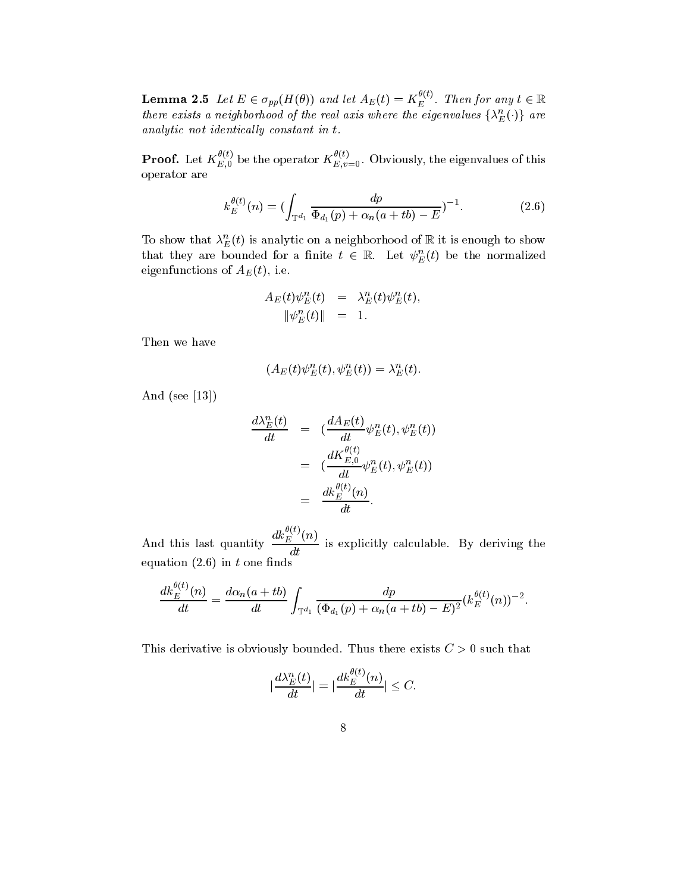**Lemma 2.5** *Let $E \in \sigma_{pp}(H(\theta))$ and let $A_E(t) = K_E^{\theta(t)}$. Then for any $t \in \mathbb{R}$ there exists a neighborhood of the real axis where the eigenvalues $\{\lambda_E^n(\cdot)\}$ are analytic not identically constant in $t$.*

**Proof.** Let $K_{E,0}^{\theta(t)}$ be the operator $K_{E,v=0}^{\theta(t)}$. Obviously, the eigenvalues of this operator are

$$k_E^{\theta(t)}(n) = (\int_{\mathbb{T}^{d_1}} \frac{dp}{\Phi_{d_1}(p) + \alpha_n(a+tb) - E})^{-1}. \tag{2.6}$$

To show that $\lambda_E^n(t)$ is analytic on a neighborhood of $\mathbb{R}$ it is enough to show that they are bounded for a finite $t \in \mathbb{R}$. Let $\psi_E^n(t)$ be the normalized eigenfunctions of $A_E(t)$, i.e.

$$\begin{aligned} A_E(t)\psi_E^n(t) &= \lambda_E^n(t)\psi_E^n(t), \\ \|\psi_E^n(t)\| &= 1. \end{aligned}$$

Then we have

$$(A_E(t)\psi_E^n(t), \psi_E^n(t)) = \lambda_E^n(t).$$

And (see [13])

$$\begin{aligned} \frac{d\lambda_E^n(t)}{dt} &= (\frac{dA_E(t)}{dt}\psi_E^n(t), \psi_E^n(t)) \\ &= (\frac{dK_{E,0}^{\theta(t)}}{dt}\psi_E^n(t), \psi_E^n(t)) \\ &= \frac{dk_E^{\theta(t)}(n)}{dt}. \end{aligned}$$

And this last quantity $\dfrac{dk_E^{\theta(t)}(n)}{dt}$ is explicitly calculable. By deriving the equation (2.6) in $t$ one finds

$$\frac{dk_E^{\theta(t)}(n)}{dt} = \frac{d\alpha_n(a+tb)}{dt} \int_{\mathbb{T}^{d_1}} \frac{dp}{(\Phi_{d_1}(p) + \alpha_n(a+tb) - E)^2} (k_E^{\theta(t)}(n))^{-2}.$$

This derivative is obviously bounded. Thus there exists $C > 0$ such that

$$|\frac{d\lambda_E^n(t)}{dt}| = |\frac{dk_E^{\theta(t)}(n)}{dt}| \leq C.$$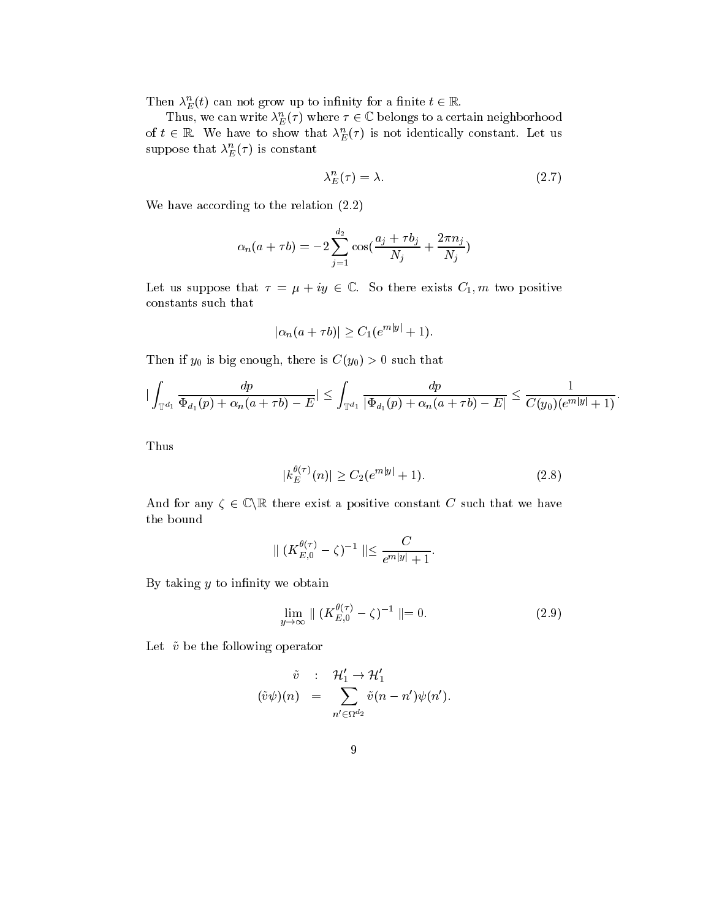Then $\lambda_E^n(t)$ can not grow up to infinity for a finite $t \in \mathbb{R}$.

Thus, we can write $\lambda_E^n(\tau)$ where $\tau \in \mathbb{C}$ belongs to a certain neighborhood of $t \in \mathbb{R}$. We have to show that $\lambda_E^n(\tau)$ is not identically constant. Let us suppose that $\lambda_E^n(\tau)$ is constant

$$\lambda_E^n(\tau) = \lambda. \tag{2.7}$$

We have according to the relation (2.2)

$$\alpha_n(a + \tau b) = -2 \sum_{j=1}^{d_2} \cos\left(\frac{a_j + \tau b_j}{N_j} + \frac{2\pi n_j}{N_j}\right)$$

Let us suppose that $\tau = \mu + iy \in \mathbb{C}$. So there exists $C_1, m$ two positive constants such that

$$|\alpha_n(a + \tau b)| \geq C_1(e^{m|y|} + 1).$$

Then if $y_0$ is big enough, there is $C(y_0) > 0$ such that

$$\left| \int_{\mathbb{T}^{d_1}} \frac{dp}{\Phi_{d_1}(p) + \alpha_n(a + \tau b) - E} \right| \leq \int_{\mathbb{T}^{d_1}} \frac{dp}{|\Phi_{d_1}(p) + \alpha_n(a + \tau b) - E|} \leq \frac{1}{C(y_0)(e^{m|y|} + 1)}.$$

Thus

$$|k_E^{\theta(\tau)}(n)| \geq C_2(e^{m|y|} + 1). \tag{2.8}$$

And for any $\zeta \in \mathbb{C} \backslash \mathbb{R}$ there exist a positive constant $C$ such that we have the bound

$$\| (K_{E,0}^{\theta(\tau)} - \zeta)^{-1} \| \leq \frac{C}{e^{m|y|} + 1}.$$

By taking $y$ to infinity we obtain

$$\lim_{y \to \infty} \| (K_{E,0}^{\theta(\tau)} - \zeta)^{-1} \| = 0. \tag{2.9}$$

Let $\tilde{v}$ be the following operator

$$\begin{aligned} \tilde{v} \quad &: \quad \mathcal{H}_1' \to \mathcal{H}_1' \\ (\tilde{v}\psi)(n) \quad &= \quad \sum_{n' \in \Omega^{d_2}} \tilde{v}(n - n')\psi(n'). \end{aligned}$$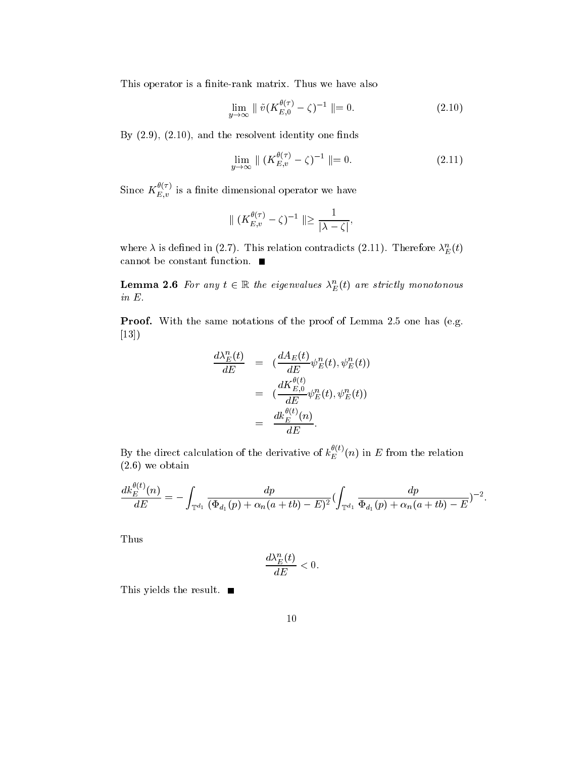This operator is a finite-rank matrix. Thus we have also

$$\lim_{y\to\infty} \parallel \tilde{v}(K_{E,0}^{\theta(\tau)} - \zeta)^{-1} \parallel = 0. \tag{2.10}$$

By (2.9), (2.10), and the resolvent identity one finds

$$\lim_{y\to\infty} \parallel (K_{E,v}^{\theta(\tau)} - \zeta)^{-1} \parallel = 0. \tag{2.11}$$

Since $K_{E,v}^{\theta(\tau)}$ is a finite dimensional operator we have

$$\parallel (K_{E,v}^{\theta(\tau)} - \zeta)^{-1} \parallel \geq \frac{1}{|\lambda - \zeta|},$$

where $\lambda$ is defined in (2.7). This relation contradicts (2.11). Therefore $\lambda_E^n(t)$ cannot be constant function. ■

**Lemma 2.6** *For any $t \in \mathbb{R}$ the eigenvalues $\lambda_E^n(t)$ are strictly monotonous in $E$.*

**Proof.** With the same notations of the proof of Lemma 2.5 one has (e.g. [13])

$$\begin{aligned}
\frac{d\lambda_E^n(t)}{dE} &= (\frac{dA_E(t)}{dE}\psi_E^n(t), \psi_E^n(t)) \\
&= (\frac{dK_{E,0}^{\theta(t)}}{dE}\psi_E^n(t), \psi_E^n(t)) \\
&= \frac{dk_E^{\theta(t)}(n)}{dE}.
\end{aligned}$$

By the direct calculation of the derivative of $k_E^{\theta(t)}(n)$ in $E$ from the relation (2.6) we obtain

$$\frac{dk_E^{\theta(t)}(n)}{dE} = -\int_{\mathbb{T}^{d_1}} \frac{dp}{(\Phi_{d_1}(p) + \alpha_n(a+tb) - E)^2} (\int_{\mathbb{T}^{d_1}} \frac{dp}{\Phi_{d_1}(p) + \alpha_n(a+tb) - E})^{-2}.$$

Thus

$$\frac{d\lambda_E^n(t)}{dE} < 0.$$

This yields the result. ■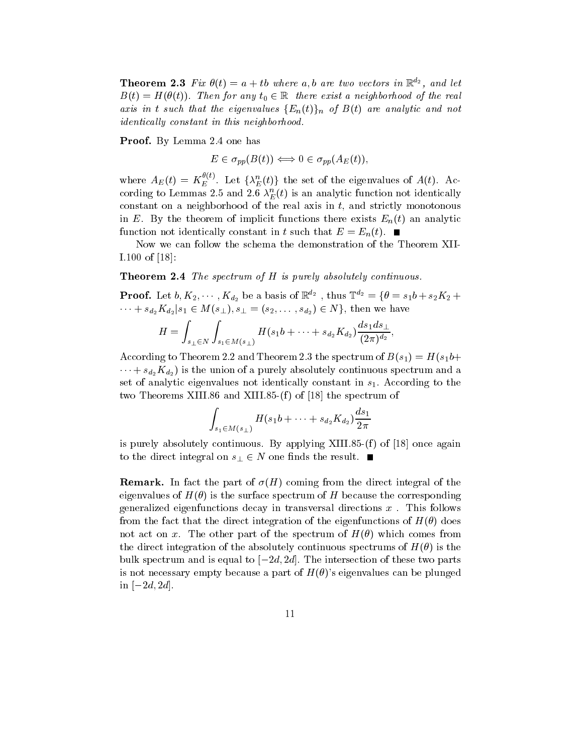**Theorem 2.3** *Fix $\theta(t) = a + tb$ where $a, b$ are two vectors in $\mathbb{R}^{d_2}$, and let $B(t) = H(\theta(t))$. Then for any $t_0 \in \mathbb{R}$ there exist a neighborhood of the real axis in $t$ such that the eigenvalues $\{E_n(t)\}_n$ of $B(t)$ are analytic and not identically constant in this neighborhood.*

**Proof.** By Lemma 2.4 one has

$$E \in \sigma_{pp}(B(t)) \Longleftrightarrow 0 \in \sigma_{pp}(A_E(t)),$$

where $A_E(t) = K_E^{\theta(t)}$. Let $\{\lambda_E^n(t)\}$ the set of the eigenvalues of $A(t)$. According to Lemmas 2.5 and 2.6 $\lambda_E^n(t)$ is an analytic function not identically constant on a neighborhood of the real axis in $t$, and strictly monotonous in $E$. By the theorem of implicit functions there exists $E_n(t)$ an analytic function not identically constant in $t$ such that $E = E_n(t)$. ∎

Now we can follow the schema the demonstration of the Theorem XIII.100 of [18]:

**Theorem 2.4** *The spectrum of $H$ is purely absolutely continuous.*

**Proof.** Let $b, K_2, \cdots, K_{d_2}$ be a basis of $\mathbb{R}^{d_2}$, thus $\mathbb{T}^{d_2} = \{\theta = s_1 b + s_2 K_2 + \cdots + s_{d_2} K_{d_2} | s_1 \in M(s_\perp), s_\perp = (s_2, \ldots, s_{d_2}) \in N\}$, then we have

$$H = \int_{s_\perp \in N} \int_{s_1 \in M(s_\perp)} H(s_1 b + \cdots + s_{d_2} K_{d_2}) \frac{ds_1 ds_\perp}{(2\pi)^{d_2}},$$

According to Theorem 2.2 and Theorem 2.3 the spectrum of $B(s_1) = H(s_1 b + \cdots + s_{d_2} K_{d_2})$ is the union of a purely absolutely continuous spectrum and a set of analytic eigenvalues not identically constant in $s_1$. According to the two Theorems XIII.86 and XIII.85-(f) of [18] the spectrum of

$$\int_{s_1 \in M(s_\perp)} H(s_1 b + \cdots + s_{d_2} K_{d_2}) \frac{ds_1}{2\pi}$$

is purely absolutely continuous. By applying XIII.85-(f) of [18] once again to the direct integral on $s_\perp \in N$ one finds the result. ∎

**Remark.** In fact the part of $\sigma(H)$ coming from the direct integral of the eigenvalues of $H(\theta)$ is the surface spectrum of $H$ because the corresponding generalized eigenfunctions decay in transversal directions $x$. This follows from the fact that the direct integration of the eigenfunctions of $H(\theta)$ does not act on $x$. The other part of the spectrum of $H(\theta)$ which comes from the direct integration of the absolutely continuous spectrums of $H(\theta)$ is the bulk spectrum and is equal to $[-2d, 2d]$. The intersection of these two parts is not necessary empty because a part of $H(\theta)$'s eigenvalues can be plunged in $[-2d, 2d]$.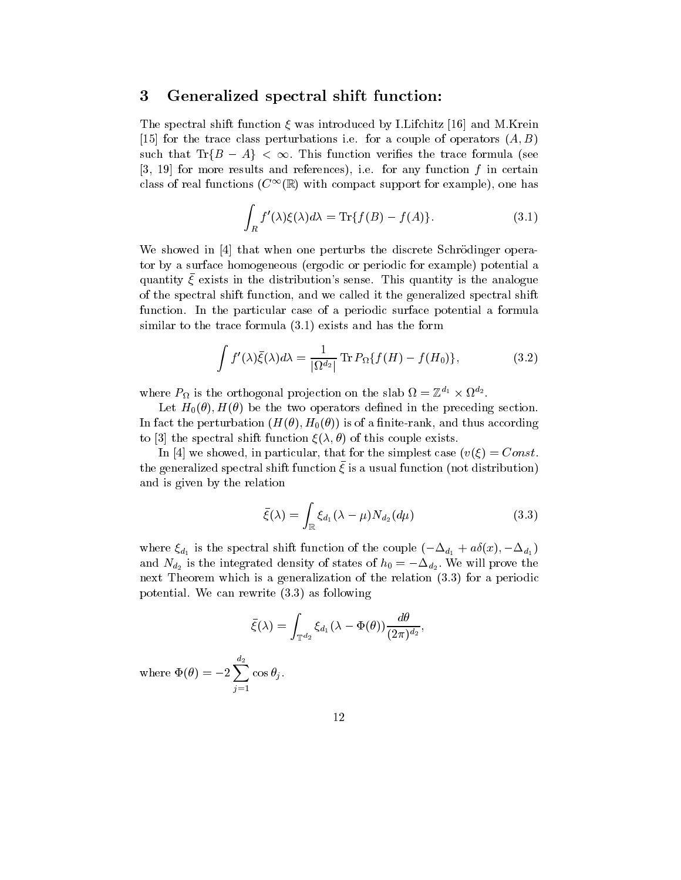## 3 Generalized spectral shift function:

The spectral shift function $\xi$ was introduced by I.Lifchitz [16] and M.Krein [15] for the trace class perturbations i.e. for a couple of operators $(A, B)$ such that $\mathrm{Tr}\{B - A\} < \infty$. This function verifies the trace formula (see [3, 19] for more results and references), i.e. for any function $f$ in certain class of real functions ($C^\infty(\mathbb{R})$ with compact support for example), one has

$$\int_R f'(\lambda)\xi(\lambda)d\lambda = \mathrm{Tr}\{f(B) - f(A)\}. \tag{3.1}$$

We showed in [4] that when one perturbs the discrete Schrödinger operator by a surface homogeneous (ergodic or periodic for example) potential a quantity $\bar{\xi}$ exists in the distribution's sense. This quantity is the analogue of the spectral shift function, and we called it the generalized spectral shift function. In the particular case of a periodic surface potential a formula similar to the trace formula (3.1) exists and has the form

$$\int f'(\lambda)\bar{\xi}(\lambda)d\lambda = \frac{1}{|\Omega^{d_2}|}\,\mathrm{Tr}\,P_\Omega\{f(H) - f(H_0)\}, \tag{3.2}$$

where $P_\Omega$ is the orthogonal projection on the slab $\Omega = \mathbb{Z}^{d_1} \times \Omega^{d_2}$.

Let $H_0(\theta), H(\theta)$ be the two operators defined in the preceding section. In fact the perturbation $(H(\theta), H_0(\theta))$ is of a finite-rank, and thus according to [3] the spectral shift function $\xi(\lambda, \theta)$ of this couple exists.

In [4] we showed, in particular, that for the simplest case ($v(\xi) = Const.$ the generalized spectral shift function $\bar{\xi}$ is a usual function (not distribution) and is given by the relation

$$\bar{\xi}(\lambda) = \int_{\mathbb{R}} \xi_{d_1}(\lambda - \mu)N_{d_2}(d\mu) \tag{3.3}$$

where $\xi_{d_1}$ is the spectral shift function of the couple $(-\Delta_{d_1} + a\delta(x), -\Delta_{d_1})$ and $N_{d_2}$ is the integrated density of states of $h_0 = -\Delta_{d_2}$. We will prove the next Theorem which is a generalization of the relation (3.3) for a periodic potential. We can rewrite (3.3) as following

$$\bar{\xi}(\lambda) = \int_{\mathbb{T}^{d_2}} \xi_{d_1}(\lambda - \Phi(\theta))\frac{d\theta}{(2\pi)^{d_2}},$$

where $\Phi(\theta) = -2\sum_{j=1}^{d_2} \cos\theta_j$.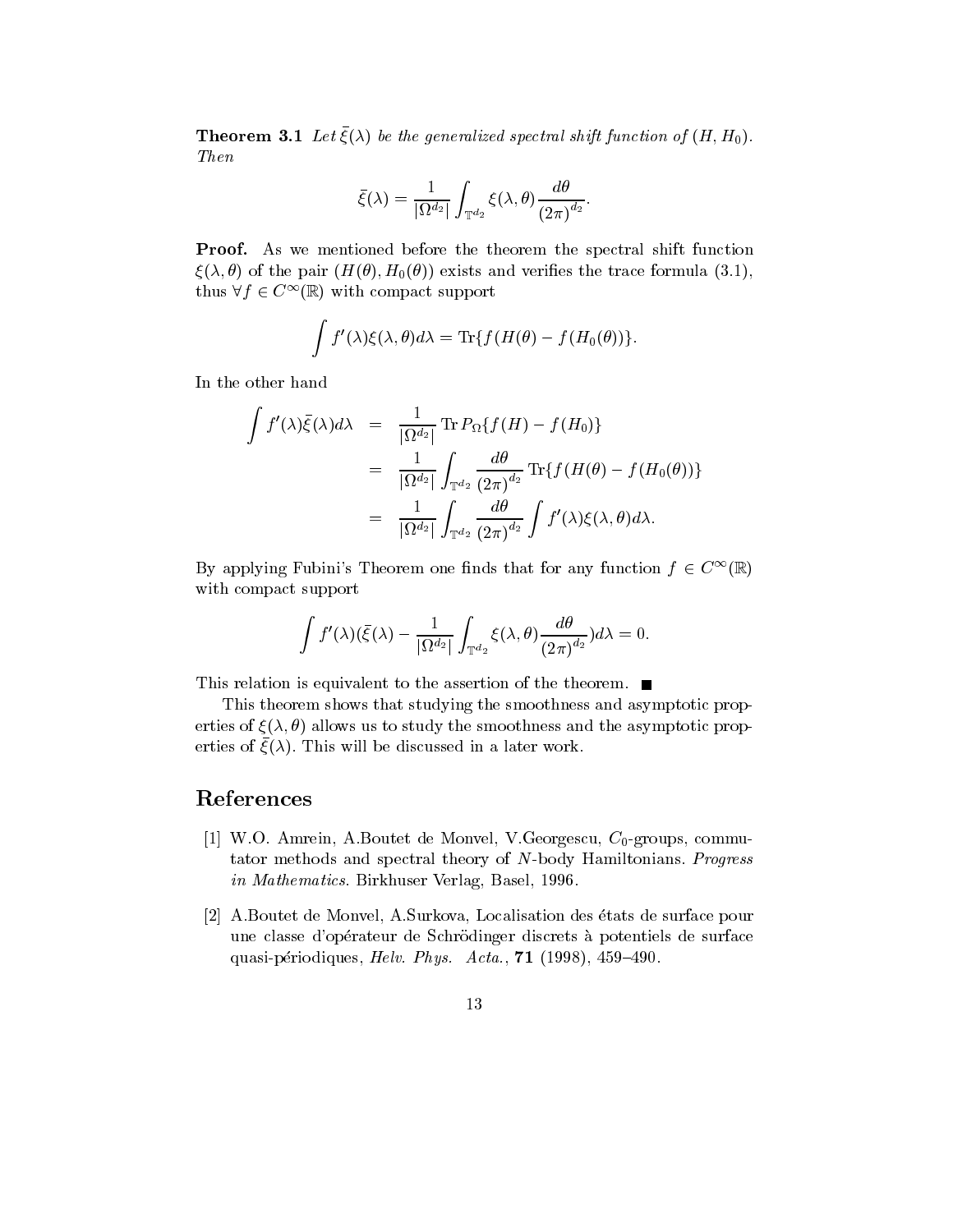**Theorem 3.1** *Let $\bar{\xi}(\lambda)$ be the generalized spectral shift function of $(H, H_0)$. Then*

$$\bar{\xi}(\lambda) = \frac{1}{|\Omega^{d_2}|} \int_{\mathbb{T}^{d_2}} \xi(\lambda, \theta) \frac{d\theta}{(2\pi)^{d_2}}.$$

**Proof.** As we mentioned before the theorem the spectral shift function $\xi(\lambda, \theta)$ of the pair $(H(\theta), H_0(\theta))$ exists and verifies the trace formula (3.1), thus $\forall f \in C^\infty(\mathbb{R})$ with compact support

$$\int f'(\lambda)\xi(\lambda, \theta)d\lambda = \mathrm{Tr}\{f(H(\theta) - f(H_0(\theta))\}.$$

In the other hand

$$\begin{aligned}
\int f'(\lambda)\bar{\xi}(\lambda)d\lambda &= \frac{1}{|\Omega^{d_2}|} \mathrm{Tr}\, P_\Omega\{f(H) - f(H_0)\} \\
&= \frac{1}{|\Omega^{d_2}|} \int_{\mathbb{T}^{d_2}} \frac{d\theta}{(2\pi)^{d_2}} \mathrm{Tr}\{f(H(\theta) - f(H_0(\theta))\} \\
&= \frac{1}{|\Omega^{d_2}|} \int_{\mathbb{T}^{d_2}} \frac{d\theta}{(2\pi)^{d_2}} \int f'(\lambda)\xi(\lambda, \theta)d\lambda.
\end{aligned}$$

By applying Fubini's Theorem one finds that for any function $f \in C^\infty(\mathbb{R})$ with compact support

$$\int f'(\lambda)(\bar{\xi}(\lambda) - \frac{1}{|\Omega^{d_2}|} \int_{\mathbb{T}^{d_2}} \xi(\lambda, \theta) \frac{d\theta}{(2\pi)^{d_2}})d\lambda = 0.$$

This relation is equivalent to the assertion of the theorem. ∎

This theorem shows that studying the smoothness and asymptotic properties of $\xi(\lambda, \theta)$ allows us to study the smoothness and the asymptotic properties of $\bar{\xi}(\lambda)$. This will be discussed in a later work.

## References

[1] W.O. Amrein, A.Boutet de Monvel, V.Georgescu, $C_0$-groups, commutator methods and spectral theory of $N$-body Hamiltonians. *Progress in Mathematics*. Birkhuser Verlag, Basel, 1996.

[2] A.Boutet de Monvel, A.Surkova, Localisation des états de surface pour une classe d'opérateur de Schrödinger discrets à potentiels de surface quasi-périodiques, *Helv. Phys. Acta.*, **71** (1998), 459–490.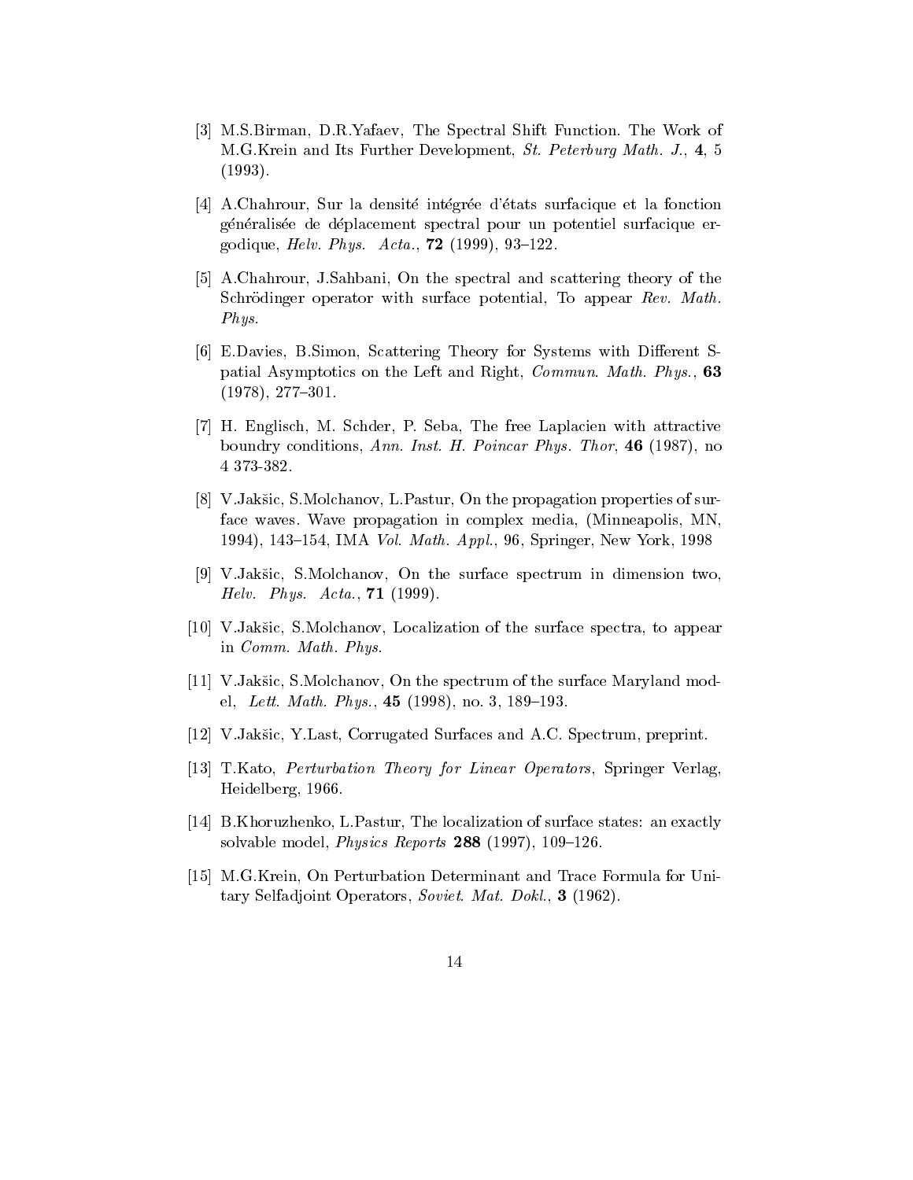[3] M.S.Birman, D.R.Yafaev, The Spectral Shift Function. The Work of M.G.Krein and Its Further Development, *St. Peterburg Math. J.*, **4**, 5 (1993).

[4] A.Chahrour, Sur la densité intégrée d'états surfacique et la fonction généralisée de déplacement spectral pour un potentiel surfacique ergodique, *Helv. Phys. Acta.*, **72** (1999), 93–122.

[5] A.Chahrour, J.Sahbani, On the spectral and scattering theory of the Schrödinger operator with surface potential, To appear *Rev. Math. Phys.*

[6] E.Davies, B.Simon, Scattering Theory for Systems with Different Spatial Asymptotics on the Left and Right, *Commun. Math. Phys.*, **63** (1978), 277–301.

[7] H. Englisch, M. Schder, P. Seba, The free Laplacien with attractive boundry conditions, *Ann. Inst. H. Poincar Phys. Thor*, **46** (1987), no 4 373-382.

[8] V.Jakšic, S.Molchanov, L.Pastur, On the propagation properties of surface waves. Wave propagation in complex media, (Minneapolis, MN, 1994), 143–154, IMA *Vol. Math. Appl.*, 96, Springer, New York, 1998

[9] V.Jakšic, S.Molchanov, On the surface spectrum in dimension two, *Helv. Phys. Acta.*, **71** (1999).

[10] V.Jakšic, S.Molchanov, Localization of the surface spectra, to appear in *Comm. Math. Phys.*

[11] V.Jakšic, S.Molchanov, On the spectrum of the surface Maryland model, *Lett. Math. Phys.*, **45** (1998), no. 3, 189–193.

[12] V.Jakšic, Y.Last, Corrugated Surfaces and A.C. Spectrum, preprint.

[13] T.Kato, *Perturbation Theory for Linear Operators*, Springer Verlag, Heidelberg, 1966.

[14] B.Khoruzhenko, L.Pastur, The localization of surface states: an exactly solvable model, *Physics Reports* **288** (1997), 109–126.

[15] M.G.Krein, On Perturbation Determinant and Trace Formula for Unitary Selfadjoint Operators, *Soviet. Mat. Dokl.*, **3** (1962).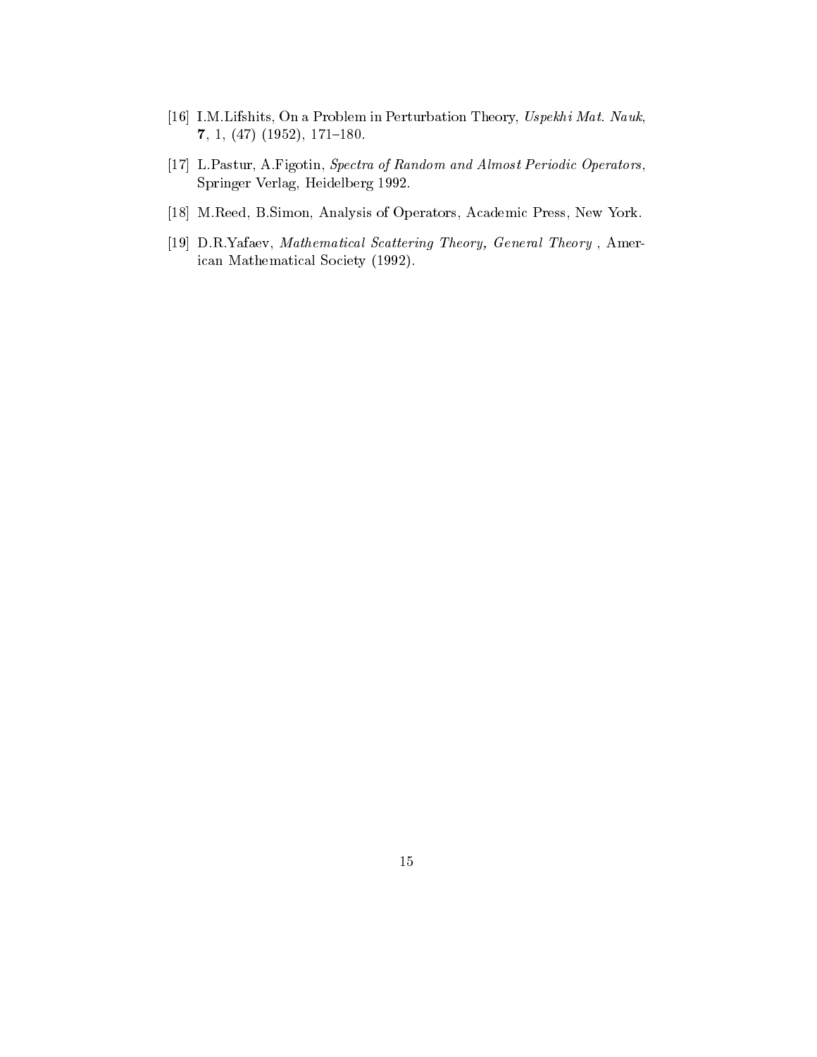[16] I.M.Lifshits, On a Problem in Perturbation Theory, *Uspekhi Mat. Nauk*, **7**, 1, (47) (1952), 171–180.

[17] L.Pastur, A.Figotin, *Spectra of Random and Almost Periodic Operators*, Springer Verlag, Heidelberg 1992.

[18] M.Reed, B.Simon, Analysis of Operators, Academic Press, New York.

[19] D.R.Yafaev, *Mathematical Scattering Theory, General Theory* , American Mathematical Society (1992).